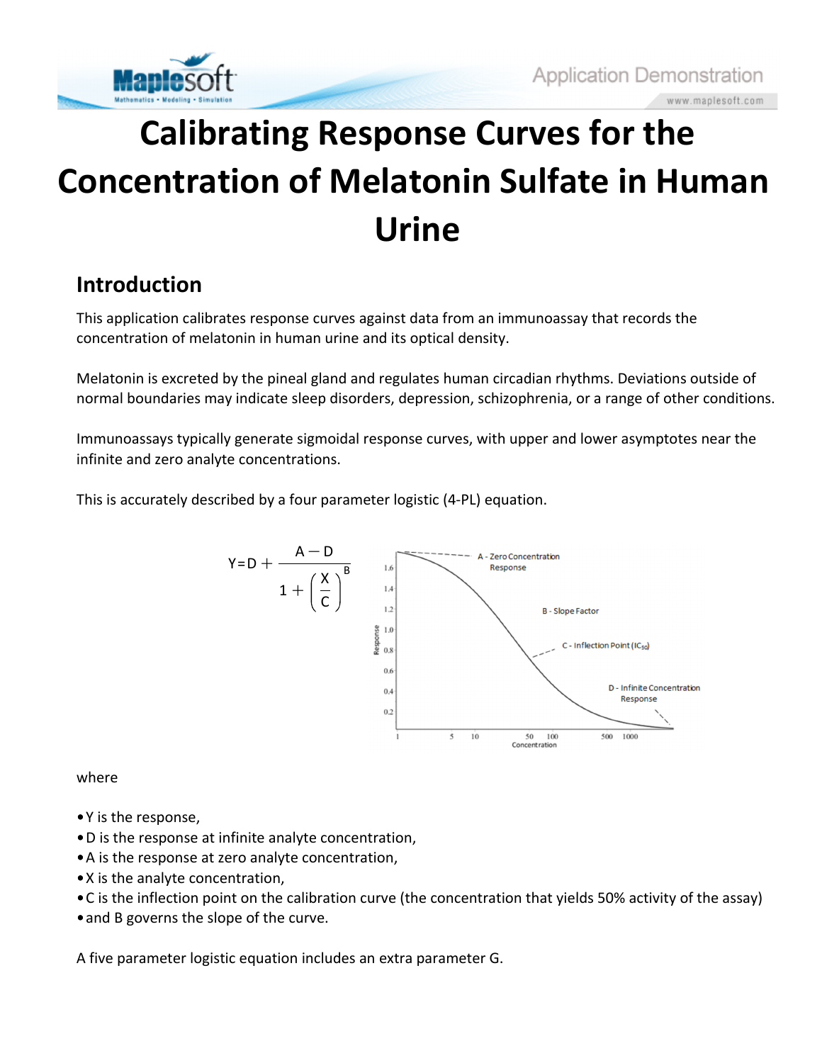# Calibrating Response Curves for the Concentration of Melatonin Sulfate in Human Urine

## Introduction

This application calibrates response curves against data from an immunoassay that records the concentration of melatonin in human urine and its optical density.

Melatonin is excreted by the pineal gland and regulates human circadian rhythms. Deviations outside of normal boundaries may indicate sleep disorders, depression, schizophrenia, or a range of other conditions.

Immunoassays typically generate sigmoidal response curves, with upper and lower asymptotes near the infinite and zero analyte concentrations.

This is accurately described by a four parameter logistic (4-PL) equation.

$$Y = D + \frac{A - D}{1 + \left(\frac{X}{C}\right)^{B}}$$

where

- Y is the response,
- D is the response at infinite analyte concentration,
- A is the response at zero analyte concentration,
- X is the analyte concentration,
- C is the inflection point on the calibration curve (the concentration that yields 50% activity of the assay)
- and B governs the slope of the curve.

A five parameter logistic equation includes an extra parameter G.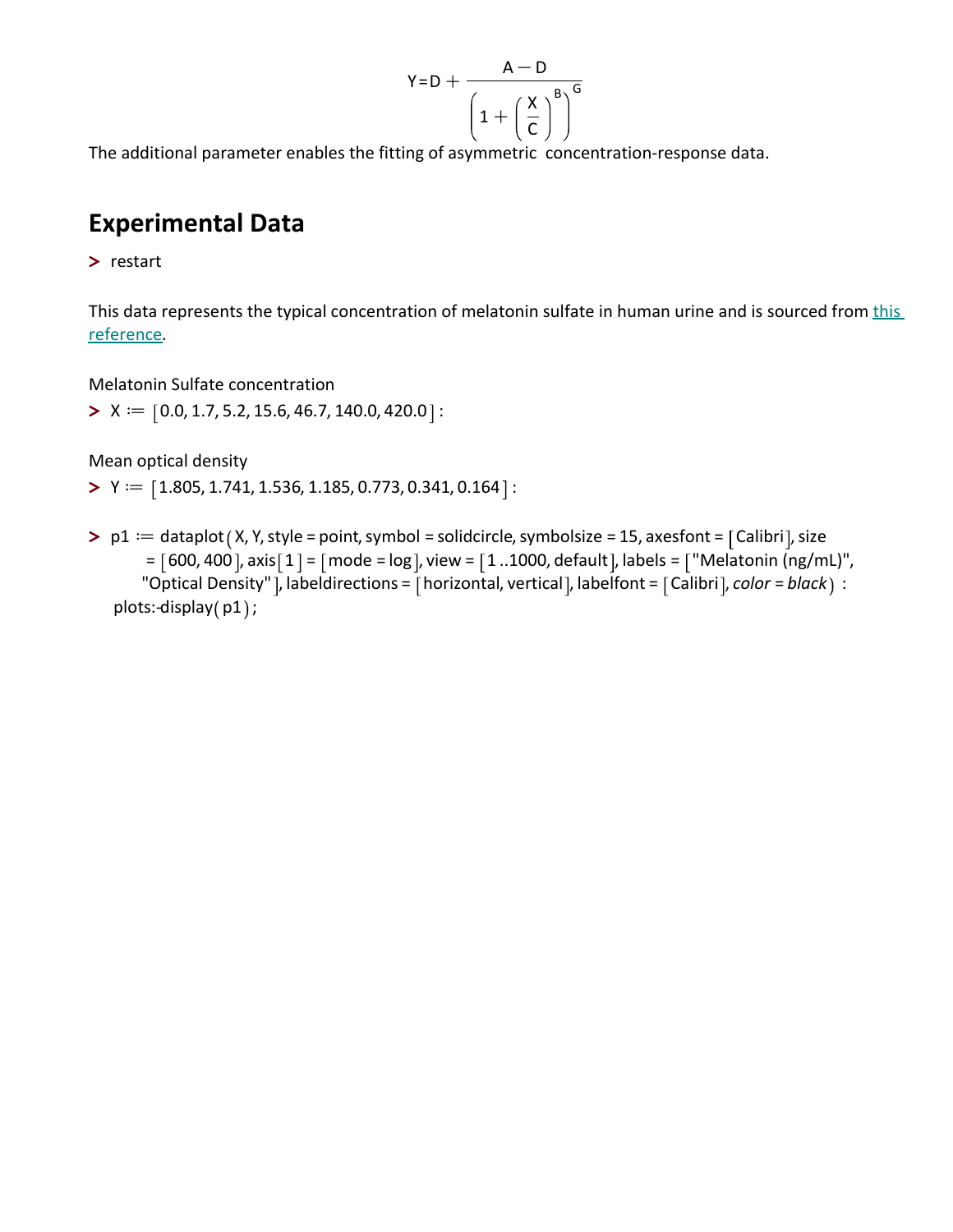$$Y = D + \frac{A - D}{\left(1 + \left(\frac{X}{C}\right)^{B}\right)^{G}}$$

The additional parameter enables the fitting of asymmetric concentration-response data.

## Experimental Data

```
> restart
```

This data represents the typical concentration of melatonin sulfate in human urine and is sourced from this reference.

Melatonin Sulfate concentration

```
> X := [0.0, 1.7, 5.2, 15.6, 46.7, 140.0, 420.0] :
```

Mean optical density

```
> Y := [1.805, 1.741, 1.536, 1.185, 0.773, 0.341, 0.164] :
```

```
> p1 := dataplot(X, Y, style = point, symbol = solidcircle, symbolsize = 15, axesfont = [Calibri], size
      = [600, 400], axis[1] = [mode = log], view = [1 ..1000, default], labels = ["Melatonin (ng/mL)",
      "Optical Density"], labeldirections = [horizontal, vertical], labelfont = [Calibri], color = black) :
  plots:-display(p1);
```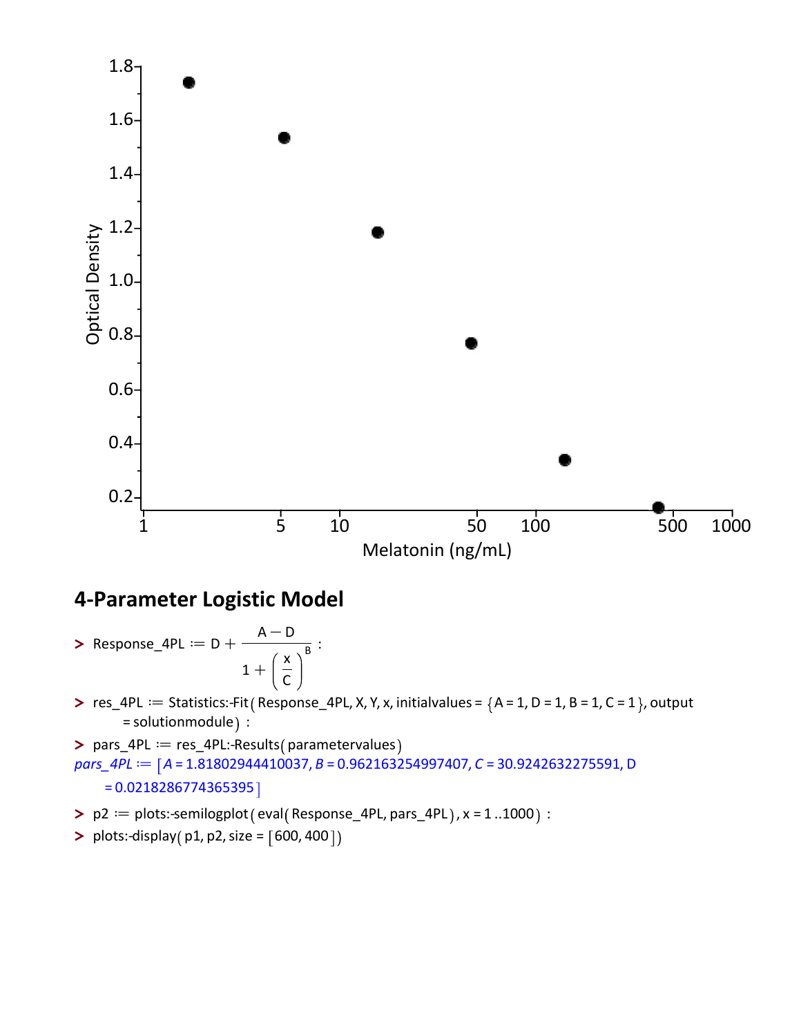## 4-Parameter Logistic Model

$$\text{Response\_4PL} := D + \frac{A - D}{1 + \left(\frac{x}{C}\right)^B}:$$

```
> res_4PL := Statistics:-Fit(Response_4PL, X, Y, x, initialvalues = {A = 1, D = 1, B = 1, C = 1}, output
      = solutionmodule) :
> pars_4PL := res_4PL:-Results(parametervalues)
```

*pars_4PL* := [*A* = 1.81802944410037, *B* = 0.962163254997407, *C* = 30.9242632275591, D = 0.0218286774365395]

```
> p2 := plots:-semilogplot(eval(Response_4PL, pars_4PL), x = 1 ..1000) :
> plots:-display(p1, p2, size = [600, 400])
```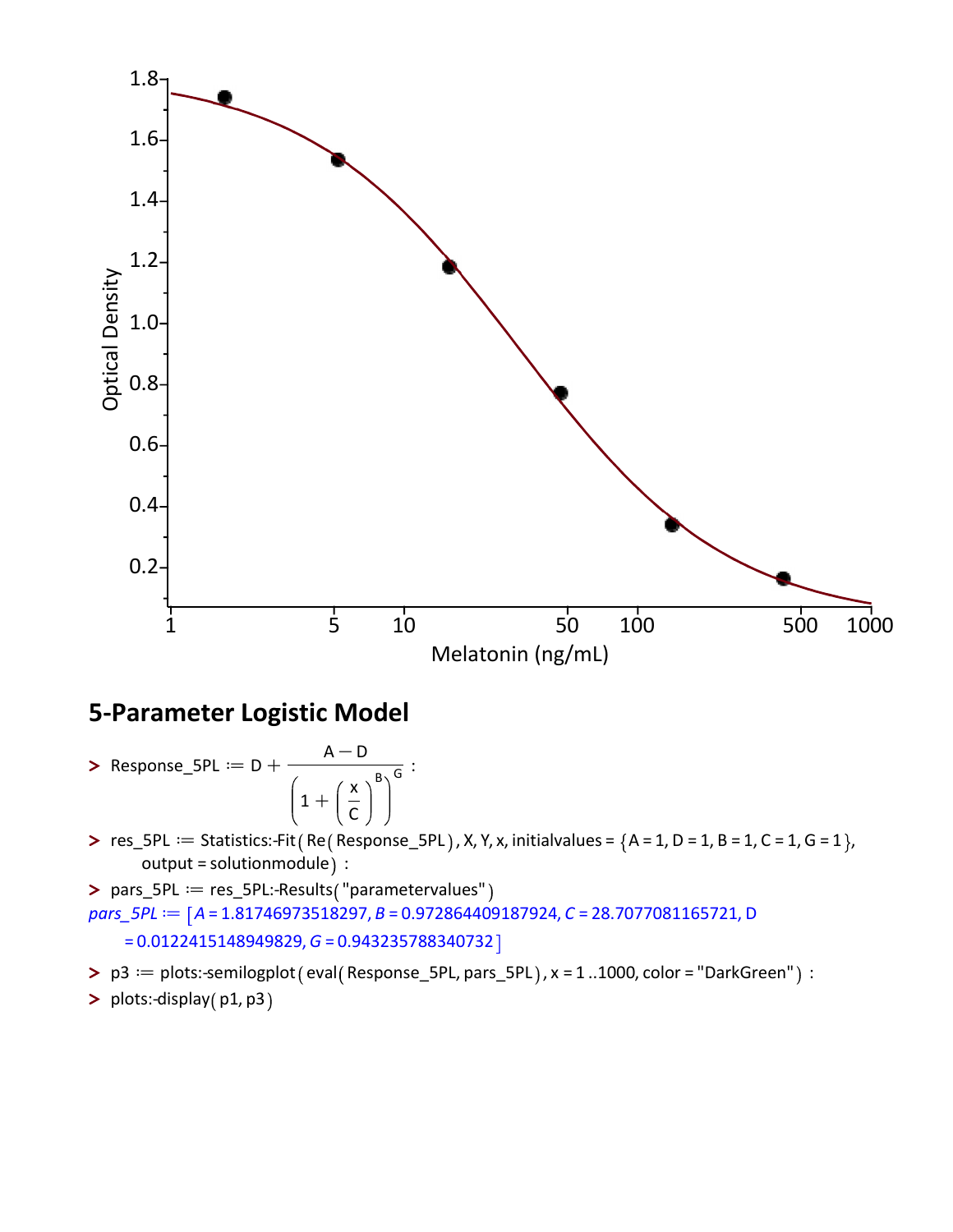## 5-Parameter Logistic Model

```
> Response_5PL := D + (A − D)/((1 + (x/C)^B)^G) :
> res_5PL := Statistics:-Fit(Re(Response_5PL), X, Y, x, initialvalues = {A = 1, D = 1, B = 1, C = 1, G = 1},
      output = solutionmodule) :
> pars_5PL := res_5PL:-Results("parametervalues")
```

$$Response\_5PL := D + \frac{A - D}{\left(1 + \left(\frac{x}{C}\right)^{B}\right)^{G}}$$

*pars_5PL* := [*A* = 1.81746973518297, *B* = 0.972864409187924, *C* = 28.7077081165721, *D* = 0.0122415148949829, *G* = 0.943235788340732]

```
> p3 := plots:-semilogplot(eval(Response_5PL, pars_5PL), x = 1 ..1000, color = "DarkGreen") :
> plots:-display(p1, p3)
```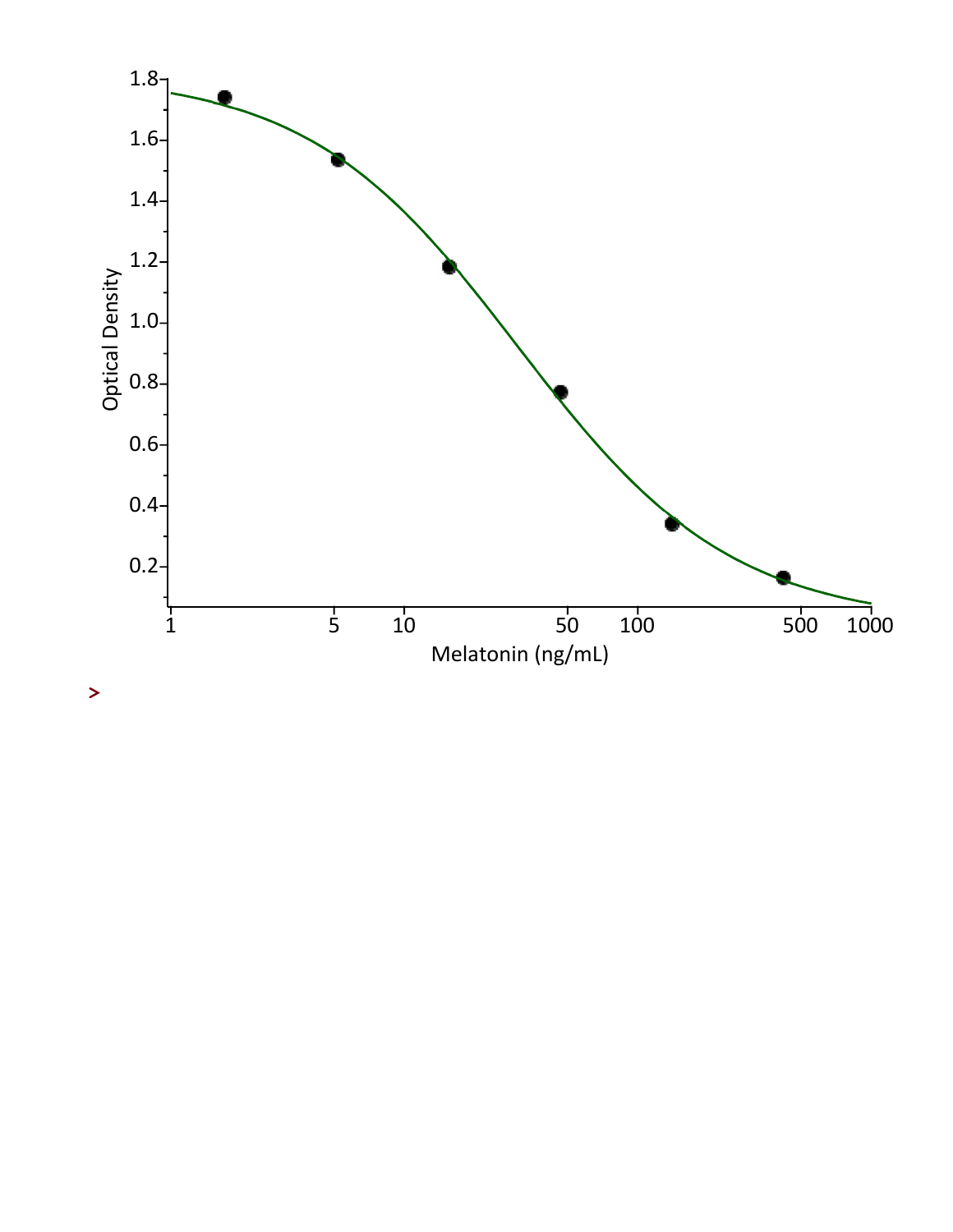1.8
1.6
1.4
1.2
1.0
0.8
0.6
0.4
0.2

Optical Density

1
5
10
50
100
500
1000

Melatonin (ng/mL)

>